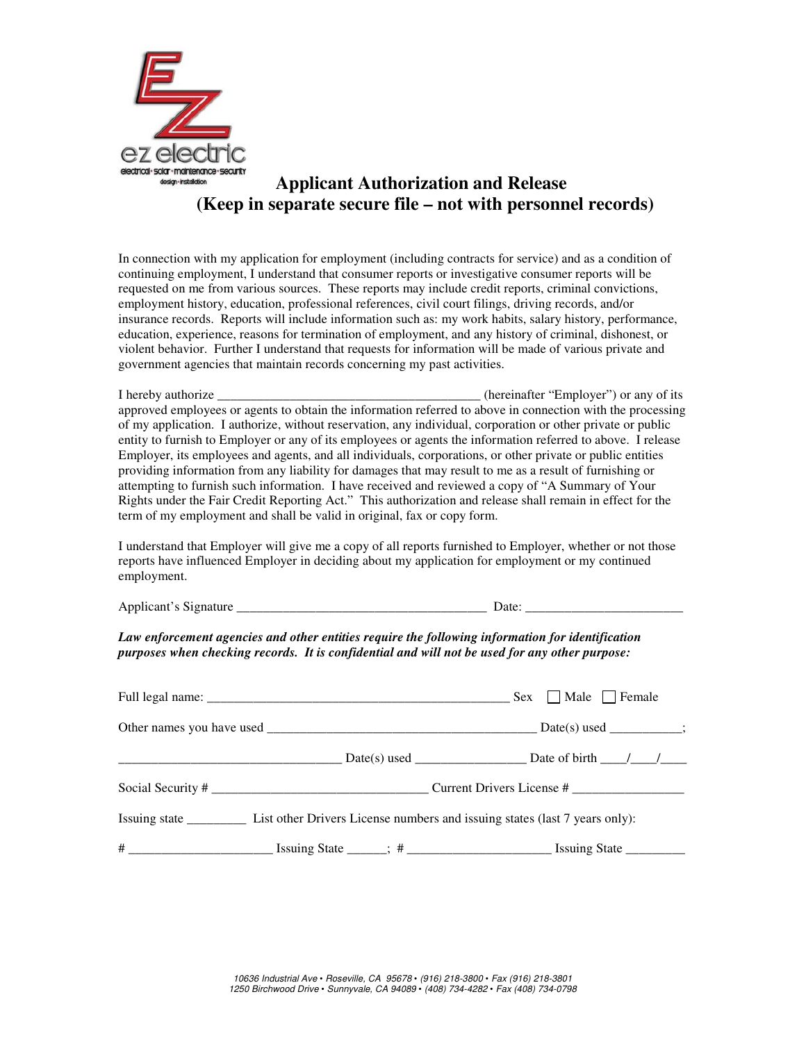# Applicant Authorization and Release
## (Keep in separate secure file – not with personnel records)

In connection with my application for employment (including contracts for service) and as a condition of continuing employment, I understand that consumer reports or investigative consumer reports will be requested on me from various sources. These reports may include credit reports, criminal convictions, employment history, education, professional references, civil court filings, driving records, and/or insurance records. Reports will include information such as: my work habits, salary history, performance, education, experience, reasons for termination of employment, and any history of criminal, dishonest, or violent behavior. Further I understand that requests for information will be made of various private and government agencies that maintain records concerning my past activities.

I hereby authorize ________________________________________ (hereinafter "Employer") or any of its approved employees or agents to obtain the information referred to above in connection with the processing of my application. I authorize, without reservation, any individual, corporation or other private or public entity to furnish to Employer or any of its employees or agents the information referred to above. I release Employer, its employees and agents, and all individuals, corporations, or other private or public entities providing information from any liability for damages that may result to me as a result of furnishing or attempting to furnish such information. I have received and reviewed a copy of "A Summary of Your Rights under the Fair Credit Reporting Act." This authorization and release shall remain in effect for the term of my employment and shall be valid in original, fax or copy form.

I understand that Employer will give me a copy of all reports furnished to Employer, whether or not those reports have influenced Employer in deciding about my application for employment or my continued employment.

Applicant's Signature ______________________________________ Date: ________________________

***Law enforcement agencies and other entities require the following information for identification purposes when checking records. It is confidential and will not be used for any other purpose:***

Full legal name: ______________________________________________ Sex ☐ Male ☐ Female

Other names you have used ________________________________________ Date(s) used ___________;

_________________________________ Date(s) used ________________ Date of birth ____/____/____

Social Security # ________________________________ Current Drivers License # ________________

Issuing state _________ List other Drivers License numbers and issuing states (last 7 years only):

# _____________________ Issuing State ______; # _____________________ Issuing State _________

10636 Industrial Ave • Roseville, CA 95678 • (916) 218-3800 • Fax (916) 218-3801
1250 Birchwood Drive • Sunnyvale, CA 94089 • (408) 734-4282 • Fax (408) 734-0798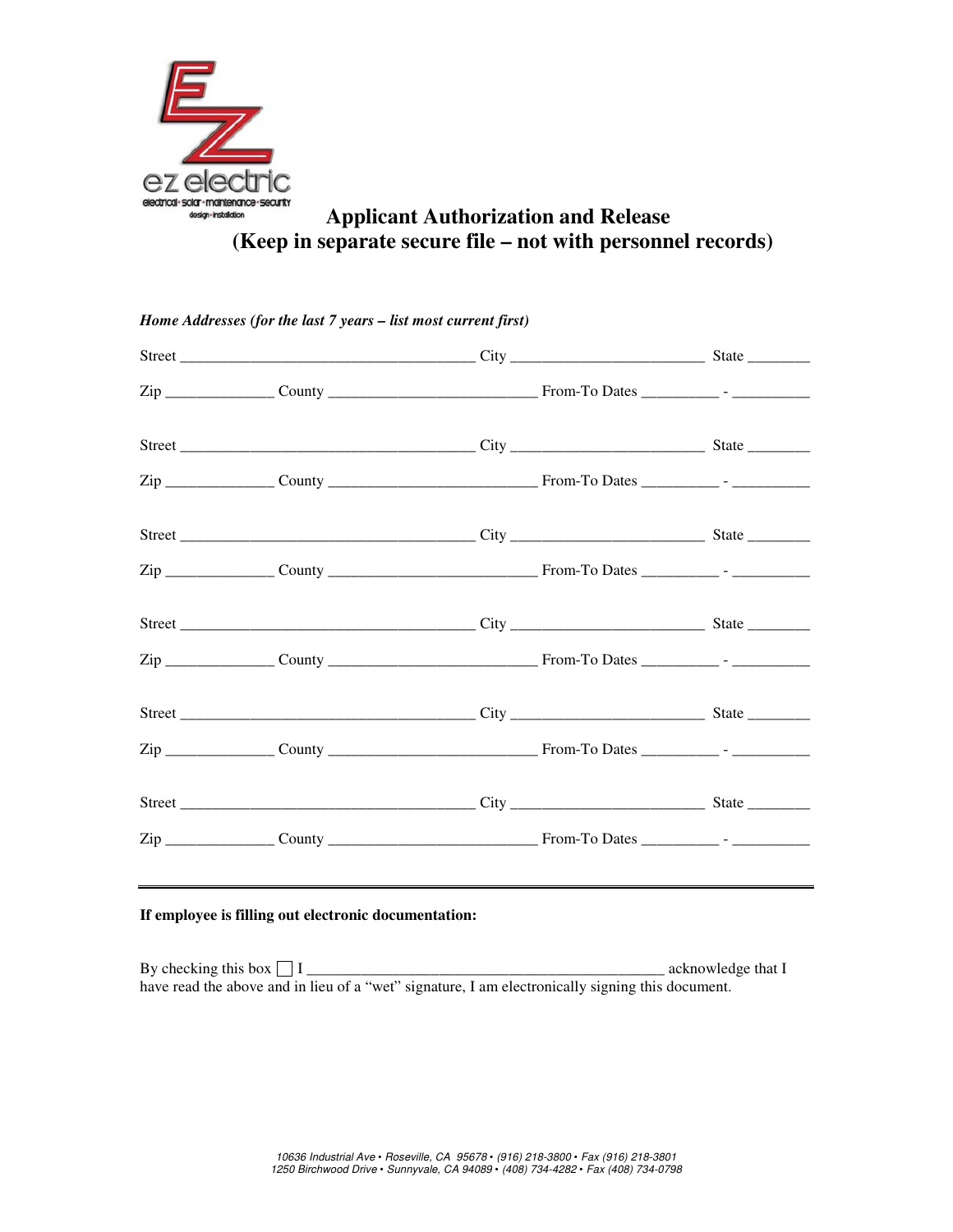ez electric
electrical · solar · maintenance · security
design · installation

## Applicant Authorization and Release
## (Keep in separate secure file – not with personnel records)

***Home Addresses (for the last 7 years – list most current first)***

Street ______________________________________ City ________________________ State ________

Zip ______________ County ___________________________ From-To Dates __________ - __________

Street ______________________________________ City ________________________ State ________

Zip ______________ County ___________________________ From-To Dates __________ - __________

Street ______________________________________ City ________________________ State ________

Zip ______________ County ___________________________ From-To Dates __________ - __________

Street ______________________________________ City ________________________ State ________

Zip ______________ County ___________________________ From-To Dates __________ - __________

Street ______________________________________ City ________________________ State ________

Zip ______________ County ___________________________ From-To Dates __________ - __________

Street ______________________________________ City ________________________ State ________

Zip ______________ County ___________________________ From-To Dates __________ - __________

---

**If employee is filling out electronic documentation:**

By checking this box ☐ I ______________________________________________ acknowledge that I have read the above and in lieu of a "wet" signature, I am electronically signing this document.

*10636 Industrial Ave • Roseville, CA 95678 • (916) 218-3800 • Fax (916) 218-3801*
*1250 Birchwood Drive • Sunnyvale, CA 94089 • (408) 734-4282 • Fax (408) 734-0798*